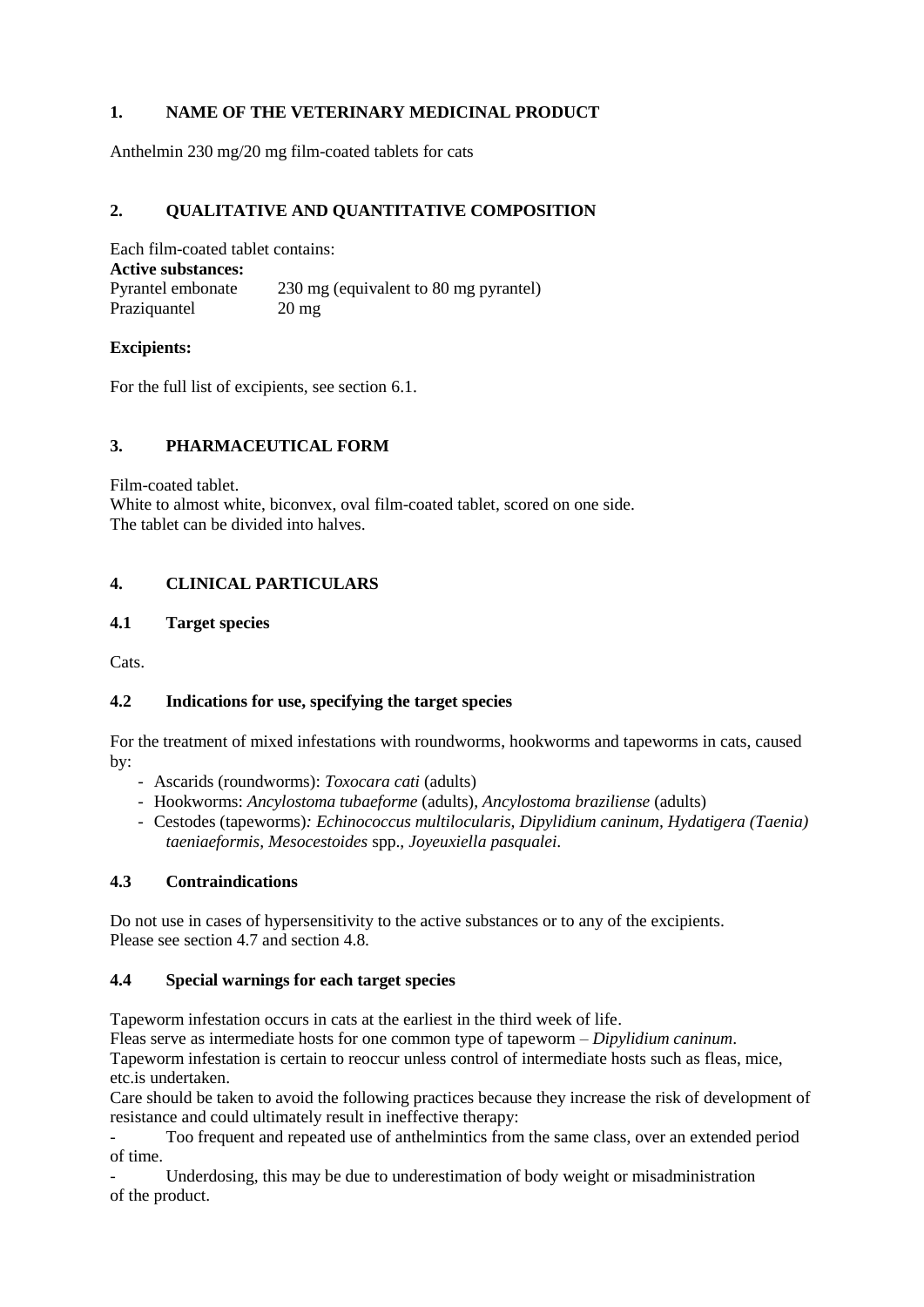## 1. NAME OF THE VETERINARY MEDICINAL PRODUCT

Anthelmin 230 mg/20 mg film-coated tablets for cats

## 2. QUALITATIVE AND QUANTITATIVE COMPOSITION

Each film-coated tablet contains:

**Active substances:**

| | |
|---|---|
| Pyrantel embonate | 230 mg (equivalent to 80 mg pyrantel) |
| Praziquantel | 20 mg |

**Excipients:**

For the full list of excipients, see section 6.1.

## 3. PHARMACEUTICAL FORM

Film-coated tablet.
White to almost white, biconvex, oval film-coated tablet, scored on one side.
The tablet can be divided into halves.

## 4. CLINICAL PARTICULARS

### 4.1 Target species

Cats.

### 4.2 Indications for use, specifying the target species

For the treatment of mixed infestations with roundworms, hookworms and tapeworms in cats, caused by:

- Ascarids (roundworms): *Toxocara cati* (adults)
- Hookworms: *Ancylostoma tubaeforme* (adults), *Ancylostoma braziliense* (adults)
- Cestodes (tapeworms)*: Echinococcus multilocularis, Dipylidium caninum, Hydatigera (Taenia) taeniaeformis, Mesocestoides* spp., *Joyeuxiella pasqualei*.

### 4.3 Contraindications

Do not use in cases of hypersensitivity to the active substances or to any of the excipients.
Please see section 4.7 and section 4.8.

### 4.4 Special warnings for each target species

Tapeworm infestation occurs in cats at the earliest in the third week of life.
Fleas serve as intermediate hosts for one common type of tapeworm – *Dipylidium caninum*.
Tapeworm infestation is certain to reoccur unless control of intermediate hosts such as fleas, mice, etc.is undertaken.
Care should be taken to avoid the following practices because they increase the risk of development of resistance and could ultimately result in ineffective therapy:

- Too frequent and repeated use of anthelmintics from the same class, over an extended period of time.
- Underdosing, this may be due to underestimation of body weight or misadministration of the product.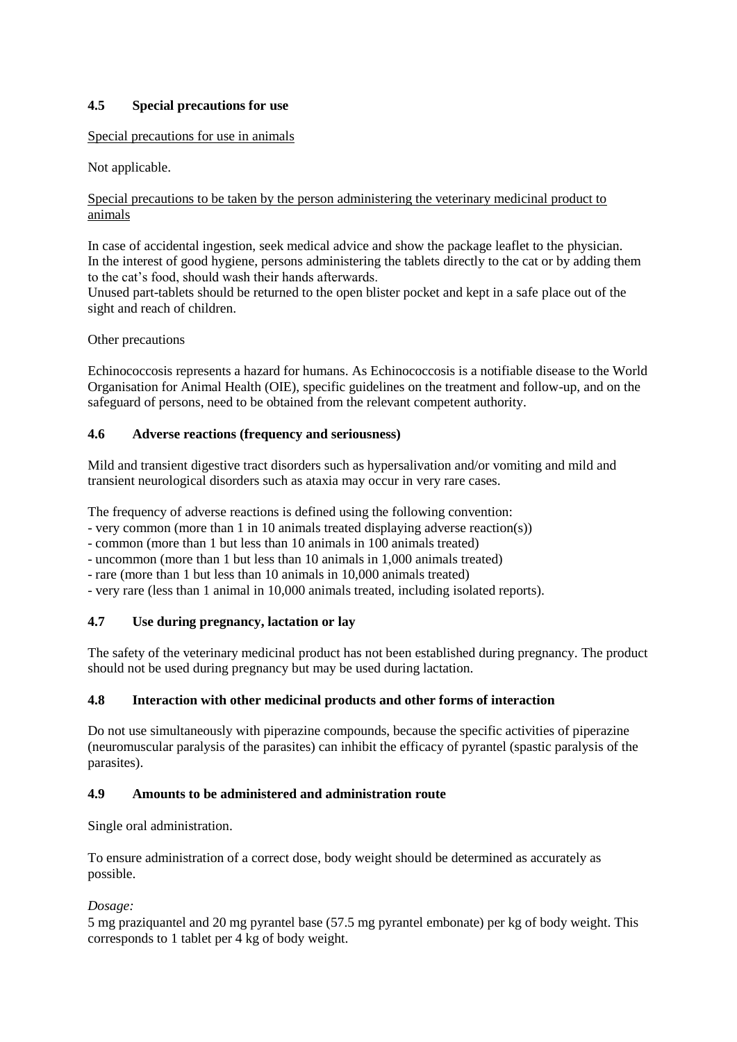## 4.5 Special precautions for use

Special precautions for use in animals

Not applicable.

Special precautions to be taken by the person administering the veterinary medicinal product to animals

In case of accidental ingestion, seek medical advice and show the package leaflet to the physician.
In the interest of good hygiene, persons administering the tablets directly to the cat or by adding them to the cat's food, should wash their hands afterwards.
Unused part-tablets should be returned to the open blister pocket and kept in a safe place out of the sight and reach of children.

Other precautions

Echinococcosis represents a hazard for humans. As Echinococcosis is a notifiable disease to the World Organisation for Animal Health (OIE), specific guidelines on the treatment and follow-up, and on the safeguard of persons, need to be obtained from the relevant competent authority.

## 4.6 Adverse reactions (frequency and seriousness)

Mild and transient digestive tract disorders such as hypersalivation and/or vomiting and mild and transient neurological disorders such as ataxia may occur in very rare cases.

The frequency of adverse reactions is defined using the following convention:

- very common (more than 1 in 10 animals treated displaying adverse reaction(s))
- common (more than 1 but less than 10 animals in 100 animals treated)
- uncommon (more than 1 but less than 10 animals in 1,000 animals treated)
- rare (more than 1 but less than 10 animals in 10,000 animals treated)
- very rare (less than 1 animal in 10,000 animals treated, including isolated reports).

## 4.7 Use during pregnancy, lactation or lay

The safety of the veterinary medicinal product has not been established during pregnancy. The product should not be used during pregnancy but may be used during lactation.

## 4.8 Interaction with other medicinal products and other forms of interaction

Do not use simultaneously with piperazine compounds, because the specific activities of piperazine (neuromuscular paralysis of the parasites) can inhibit the efficacy of pyrantel (spastic paralysis of the parasites).

## 4.9 Amounts to be administered and administration route

Single oral administration.

To ensure administration of a correct dose, body weight should be determined as accurately as possible.

*Dosage:*
5 mg praziquantel and 20 mg pyrantel base (57.5 mg pyrantel embonate) per kg of body weight. This corresponds to 1 tablet per 4 kg of body weight.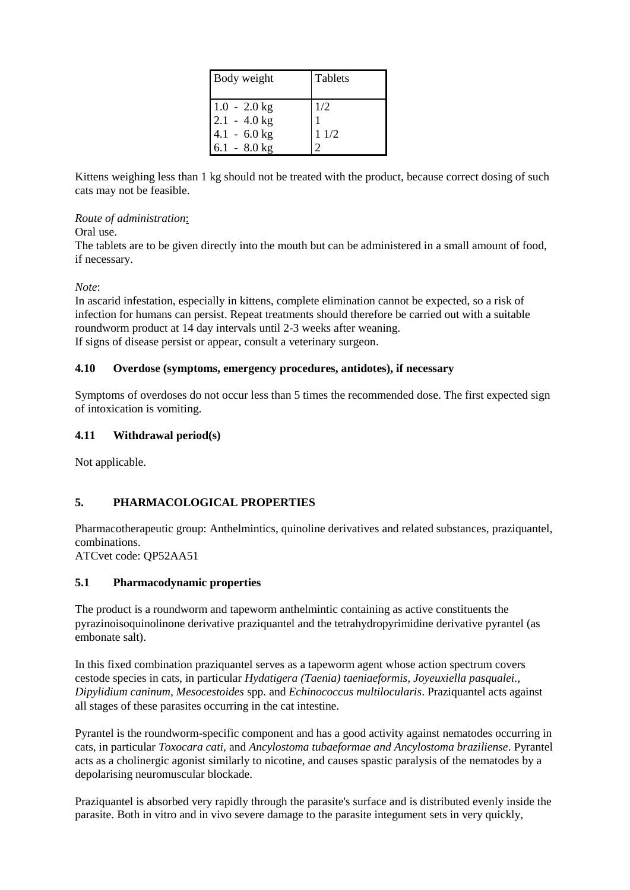| Body weight | Tablets |
| --- | --- |
| 1.0 - 2.0 kg | 1/2 |
| 2.1 - 4.0 kg | 1 |
| 4.1 - 6.0 kg | 1 1/2 |
| 6.1 - 8.0 kg | 2 |

Kittens weighing less than 1 kg should not be treated with the product, because correct dosing of such cats may not be feasible.

*Route of administration*:

Oral use.

The tablets are to be given directly into the mouth but can be administered in a small amount of food, if necessary.

*Note*:

In ascarid infestation, especially in kittens, complete elimination cannot be expected, so a risk of infection for humans can persist. Repeat treatments should therefore be carried out with a suitable roundworm product at 14 day intervals until 2-3 weeks after weaning.
If signs of disease persist or appear, consult a veterinary surgeon.

### 4.10 Overdose (symptoms, emergency procedures, antidotes), if necessary

Symptoms of overdoses do not occur less than 5 times the recommended dose. The first expected sign of intoxication is vomiting.

### 4.11 Withdrawal period(s)

Not applicable.

## 5. PHARMACOLOGICAL PROPERTIES

Pharmacotherapeutic group: Anthelmintics, quinoline derivatives and related substances, praziquantel, combinations.
ATCvet code: QP52AA51

### 5.1 Pharmacodynamic properties

The product is a roundworm and tapeworm anthelmintic containing as active constituents the pyrazinoisoquinolinone derivative praziquantel and the tetrahydropyrimidine derivative pyrantel (as embonate salt).

In this fixed combination praziquantel serves as a tapeworm agent whose action spectrum covers cestode species in cats, in particular *Hydatigera (Taenia) taeniaeformis, Joyeuxiella pasqualei., Dipylidium caninum, Mesocestoides* spp. and *Echinococcus multilocularis*. Praziquantel acts against all stages of these parasites occurring in the cat intestine.

Pyrantel is the roundworm-specific component and has a good activity against nematodes occurring in cats, in particular *Toxocara cati,* and *Ancylostoma tubaeformae and Ancylostoma braziliense*. Pyrantel acts as a cholinergic agonist similarly to nicotine, and causes spastic paralysis of the nematodes by a depolarising neuromuscular blockade.

Praziquantel is absorbed very rapidly through the parasite's surface and is distributed evenly inside the parasite. Both in vitro and in vivo severe damage to the parasite integument sets in very quickly,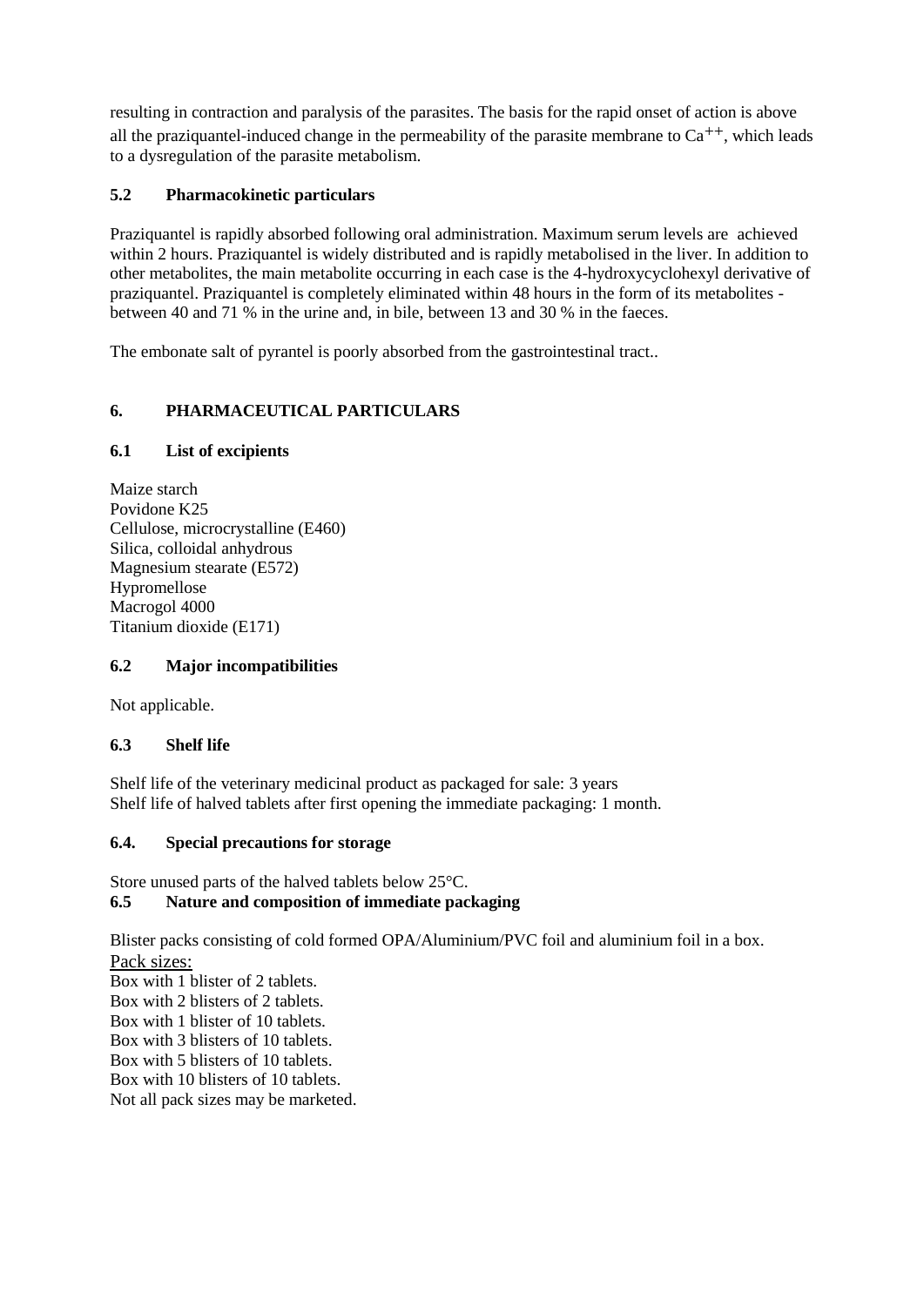resulting in contraction and paralysis of the parasites. The basis for the rapid onset of action is above all the praziquantel-induced change in the permeability of the parasite membrane to $Ca^{++}$, which leads to a dysregulation of the parasite metabolism.

### 5.2 Pharmacokinetic particulars

Praziquantel is rapidly absorbed following oral administration. Maximum serum levels are achieved within 2 hours. Praziquantel is widely distributed and is rapidly metabolised in the liver. In addition to other metabolites, the main metabolite occurring in each case is the 4-hydroxycyclohexyl derivative of praziquantel. Praziquantel is completely eliminated within 48 hours in the form of its metabolites - between 40 and 71 % in the urine and, in bile, between 13 and 30 % in the faeces.

The embonate salt of pyrantel is poorly absorbed from the gastrointestinal tract..

## 6. PHARMACEUTICAL PARTICULARS

### 6.1 List of excipients

Maize starch
Povidone K25
Cellulose, microcrystalline (E460)
Silica, colloidal anhydrous
Magnesium stearate (E572)
Hypromellose
Macrogol 4000
Titanium dioxide (E171)

### 6.2 Major incompatibilities

Not applicable.

### 6.3 Shelf life

Shelf life of the veterinary medicinal product as packaged for sale: 3 years
Shelf life of halved tablets after first opening the immediate packaging: 1 month.

### 6.4. Special precautions for storage

Store unused parts of the halved tablets below 25°C.

### 6.5 Nature and composition of immediate packaging

Blister packs consisting of cold formed OPA/Aluminium/PVC foil and aluminium foil in a box.

Pack sizes:
Box with 1 blister of 2 tablets.
Box with 2 blisters of 2 tablets.
Box with 1 blister of 10 tablets.
Box with 3 blisters of 10 tablets.
Box with 5 blisters of 10 tablets.
Box with 10 blisters of 10 tablets.
Not all pack sizes may be marketed.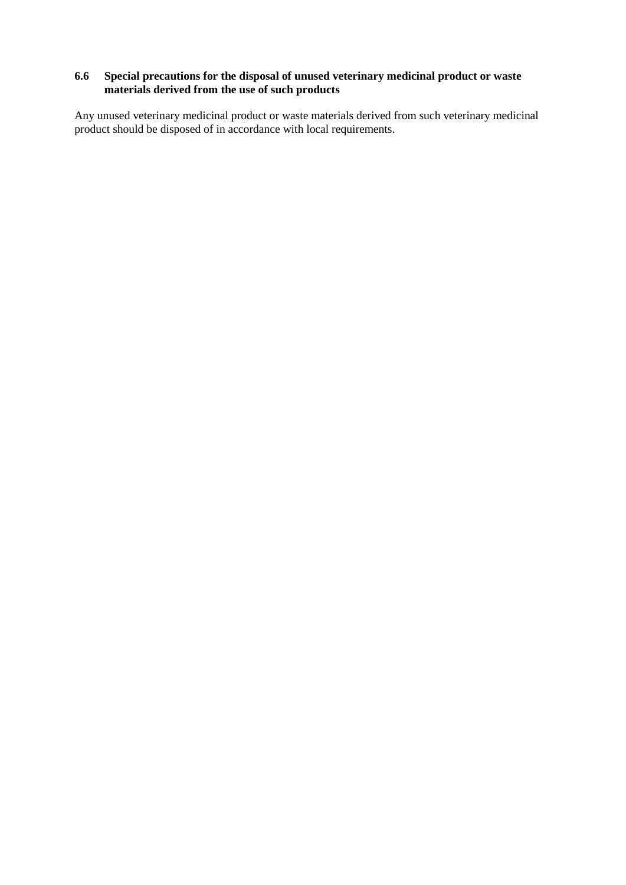### 6.6 Special precautions for the disposal of unused veterinary medicinal product or waste materials derived from the use of such products

Any unused veterinary medicinal product or waste materials derived from such veterinary medicinal product should be disposed of in accordance with local requirements.